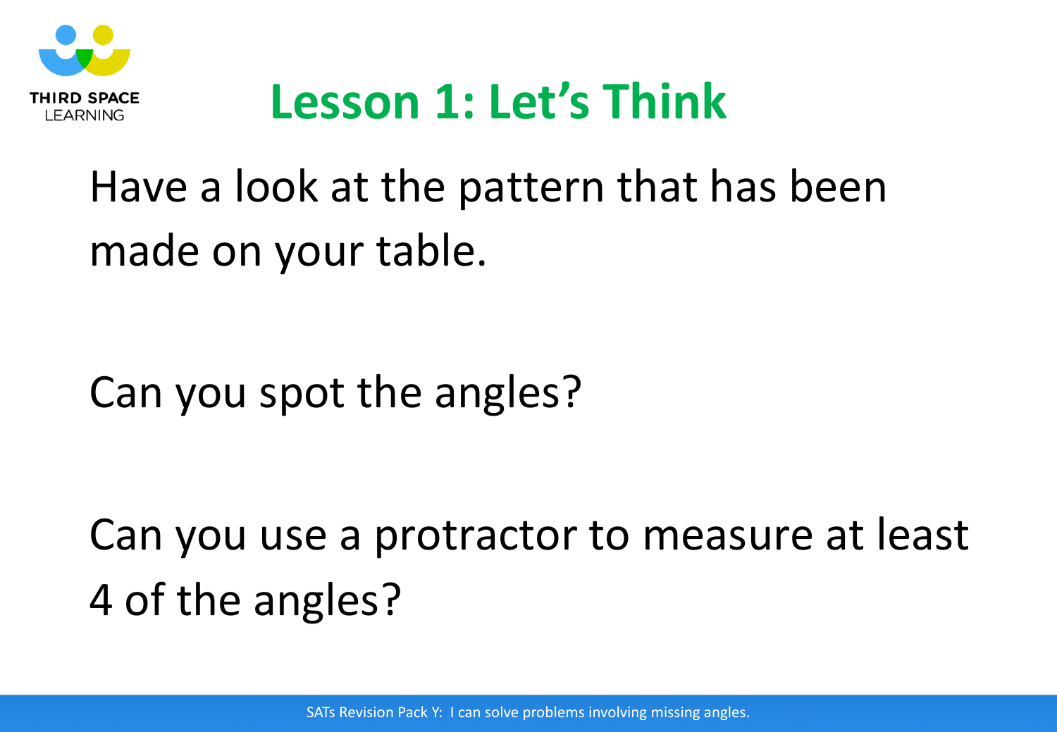# Lesson 1: Let's Think

Have a look at the pattern that has been made on your table.

Can you spot the angles?

Can you use a protractor to measure at least 4 of the angles?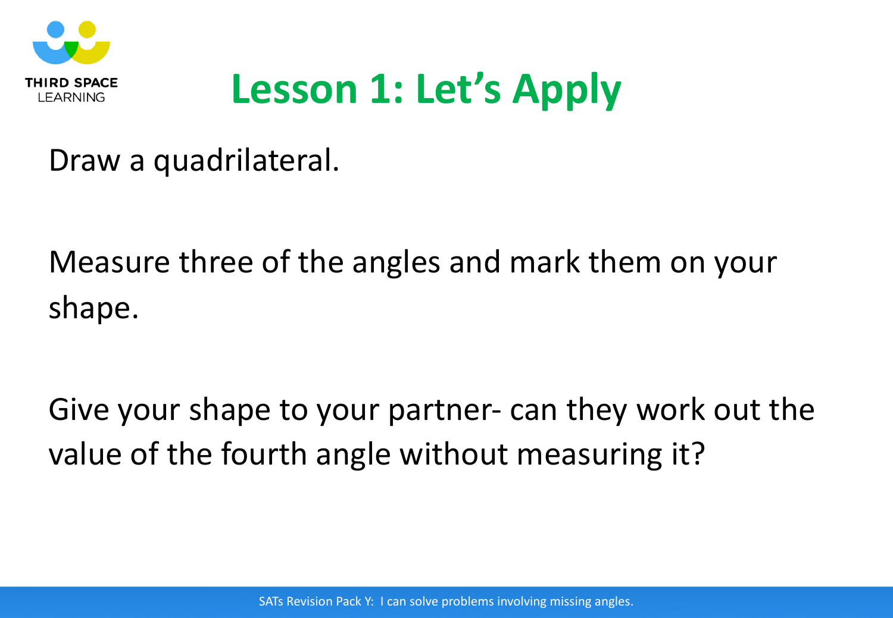# Lesson 1: Let's Apply

Draw a quadrilateral.

Measure three of the angles and mark them on your shape.

Give your shape to your partner- can they work out the value of the fourth angle without measuring it?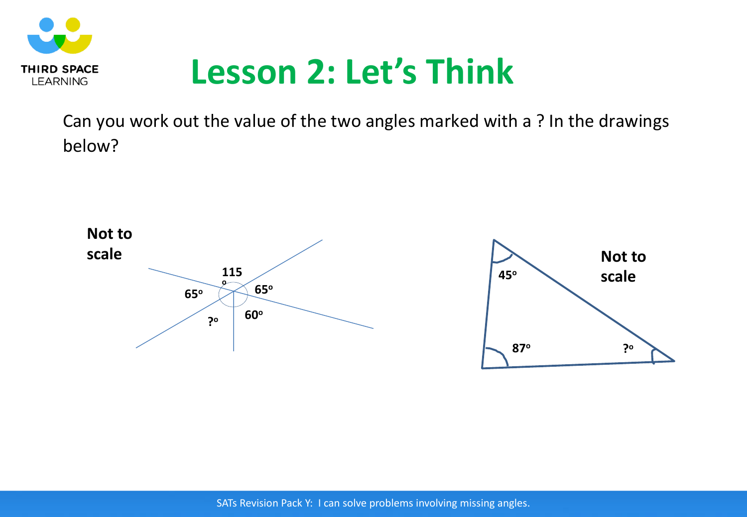# Lesson 2: Let's Think

Can you work out the value of the two angles marked with a ? In the drawings below?

Not to scale

115°

65°

65°

60°

?°

Not to scale

45°

87°

?°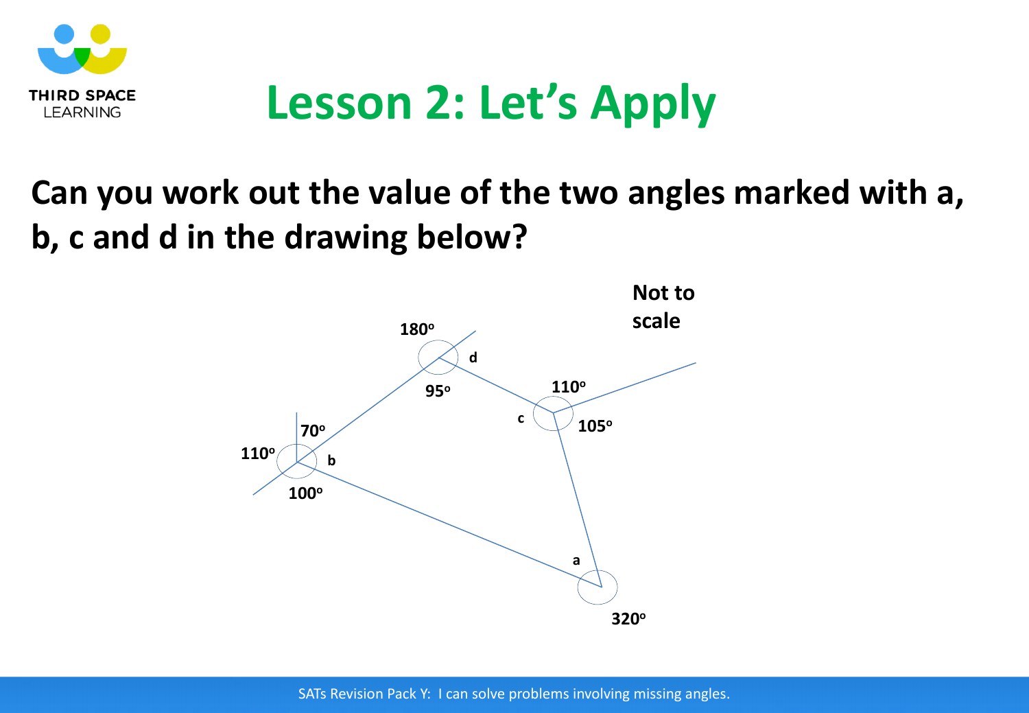# Lesson 2: Let's Apply

**Can you work out the value of the two angles marked with a, b, c and d in the drawing below?**

Not to scale

180°

d

95°

110°

c

105°

70°

110°

b

100°

a

320°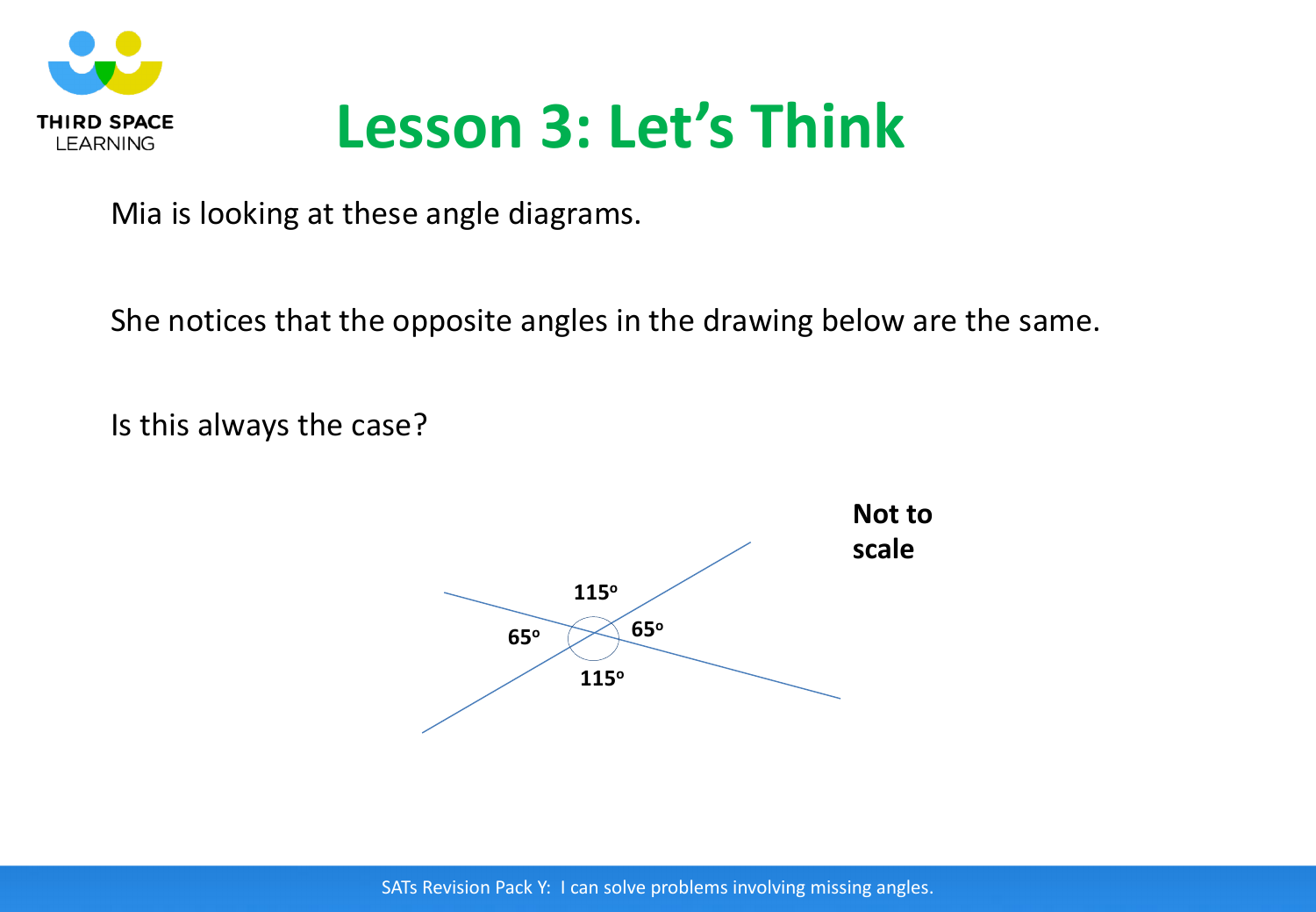# Lesson 3: Let's Think

Mia is looking at these angle diagrams.

She notices that the opposite angles in the drawing below are the same.

Is this always the case?

115°

65°

65°

115°

**Not to scale**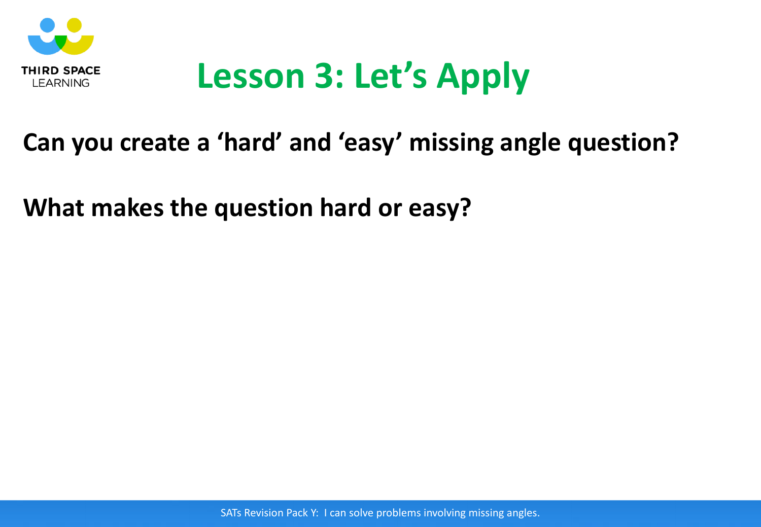# Lesson 3: Let's Apply

**Can you create a 'hard' and 'easy' missing angle question?**

**What makes the question hard or easy?**